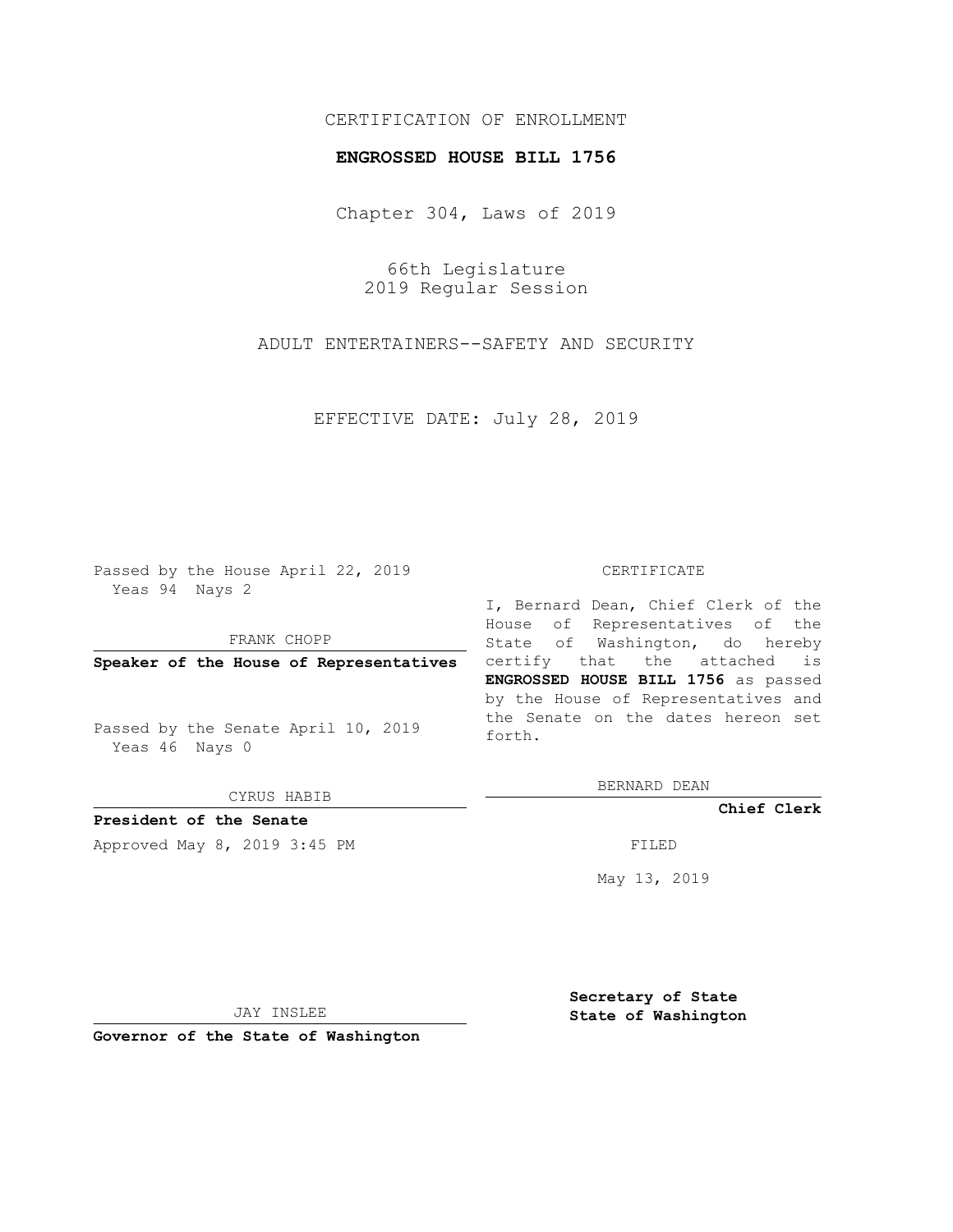CERTIFICATION OF ENROLLMENT

**ENGROSSED HOUSE BILL 1756**

Chapter 304, Laws of 2019

66th Legislature
2019 Regular Session

ADULT ENTERTAINERS--SAFETY AND SECURITY

EFFECTIVE DATE: July 28, 2019

Passed by the House April 22, 2019
Yeas 94 Nays 2

FRANK CHOPP

**Speaker of the House of Representatives**

Passed by the Senate April 10, 2019
Yeas 46 Nays 0

CYRUS HABIB

**President of the Senate**

Approved May 8, 2019 3:45 PM

JAY INSLEE

**Governor of the State of Washington**

CERTIFICATE

I, Bernard Dean, Chief Clerk of the House of Representatives of the State of Washington, do hereby certify that the attached is **ENGROSSED HOUSE BILL 1756** as passed by the House of Representatives and the Senate on the dates hereon set forth.

BERNARD DEAN

**Chief Clerk**

FILED

May 13, 2019

**Secretary of State**
**State of Washington**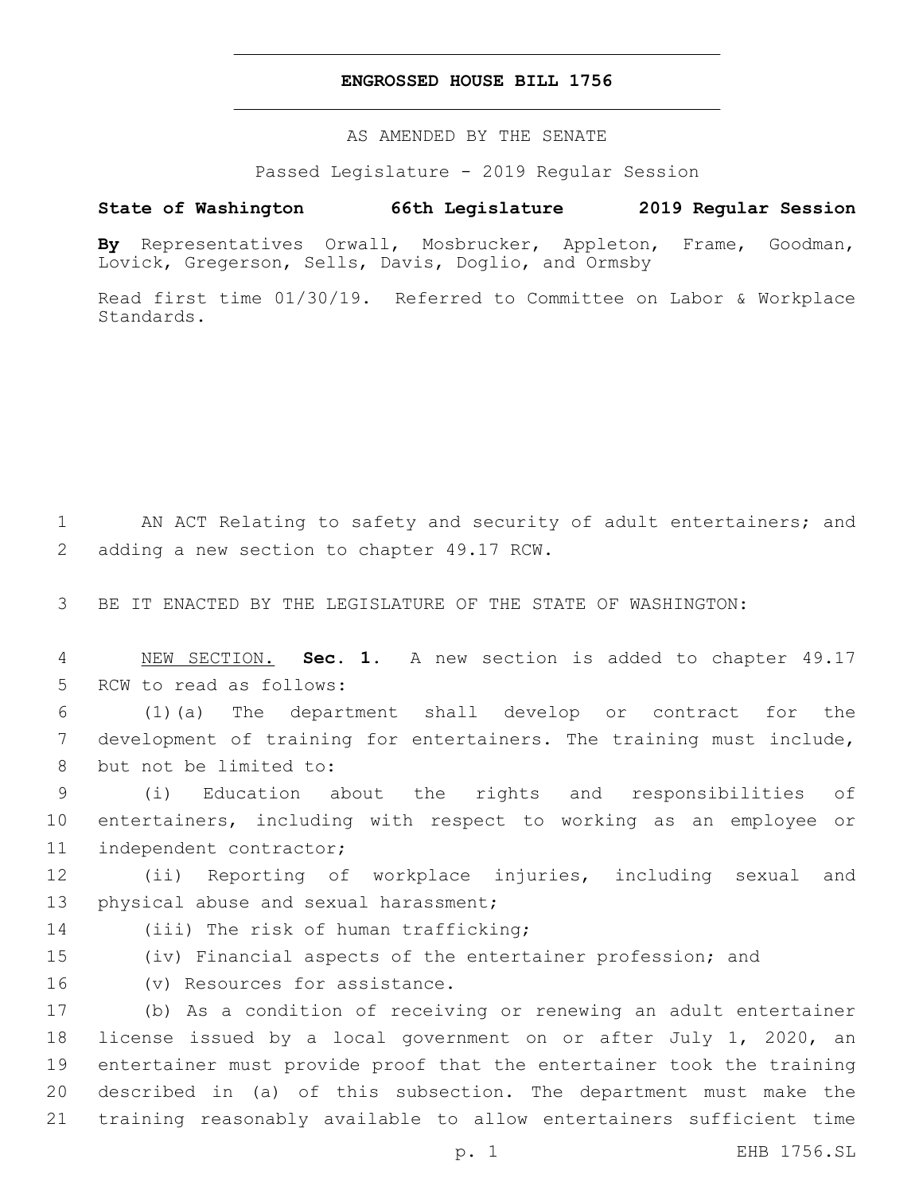# ENGROSSED HOUSE BILL 1756

AS AMENDED BY THE SENATE

Passed Legislature - 2019 Regular Session

**State of Washington 66th Legislature 2019 Regular Session**

**By** Representatives Orwall, Mosbrucker, Appleton, Frame, Goodman, Lovick, Gregerson, Sells, Davis, Doglio, and Ormsby

Read first time 01/30/19. Referred to Committee on Labor & Workplace Standards.

AN ACT Relating to safety and security of adult entertainers; and adding a new section to chapter 49.17 RCW.

BE IT ENACTED BY THE LEGISLATURE OF THE STATE OF WASHINGTON:

NEW SECTION. **Sec. 1.** A new section is added to chapter 49.17 RCW to read as follows:

(1)(a) The department shall develop or contract for the development of training for entertainers. The training must include, but not be limited to:

(i) Education about the rights and responsibilities of entertainers, including with respect to working as an employee or independent contractor;

(ii) Reporting of workplace injuries, including sexual and physical abuse and sexual harassment;

(iii) The risk of human trafficking;

(iv) Financial aspects of the entertainer profession; and

(v) Resources for assistance.

(b) As a condition of receiving or renewing an adult entertainer license issued by a local government on or after July 1, 2020, an entertainer must provide proof that the entertainer took the training described in (a) of this subsection. The department must make the training reasonably available to allow entertainers sufficient time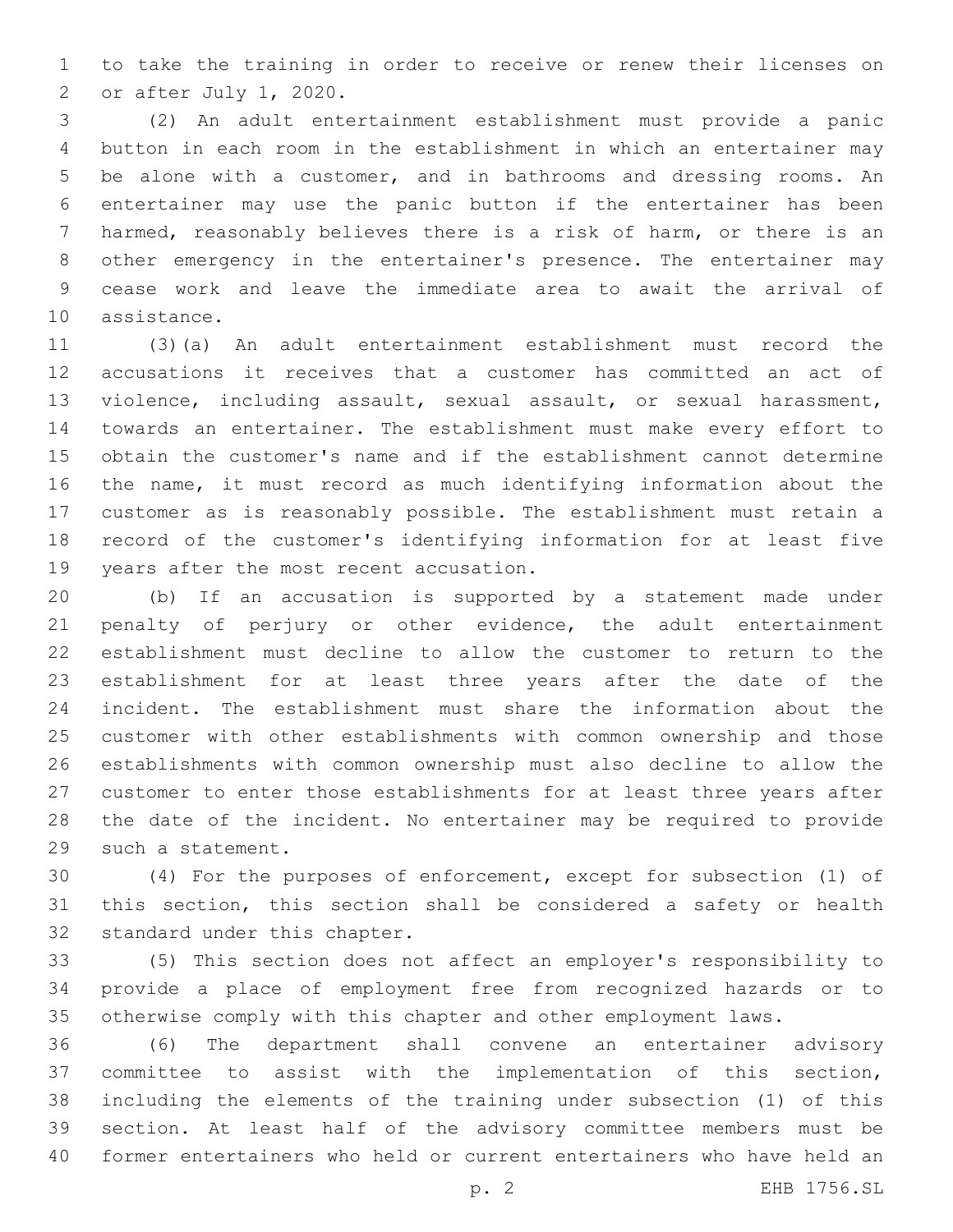to take the training in order to receive or renew their licenses on or after July 1, 2020.

(2) An adult entertainment establishment must provide a panic button in each room in the establishment in which an entertainer may be alone with a customer, and in bathrooms and dressing rooms. An entertainer may use the panic button if the entertainer has been harmed, reasonably believes there is a risk of harm, or there is an other emergency in the entertainer's presence. The entertainer may cease work and leave the immediate area to await the arrival of assistance.

(3)(a) An adult entertainment establishment must record the accusations it receives that a customer has committed an act of violence, including assault, sexual assault, or sexual harassment, towards an entertainer. The establishment must make every effort to obtain the customer's name and if the establishment cannot determine the name, it must record as much identifying information about the customer as is reasonably possible. The establishment must retain a record of the customer's identifying information for at least five years after the most recent accusation.

(b) If an accusation is supported by a statement made under penalty of perjury or other evidence, the adult entertainment establishment must decline to allow the customer to return to the establishment for at least three years after the date of the incident. The establishment must share the information about the customer with other establishments with common ownership and those establishments with common ownership must also decline to allow the customer to enter those establishments for at least three years after the date of the incident. No entertainer may be required to provide such a statement.

(4) For the purposes of enforcement, except for subsection (1) of this section, this section shall be considered a safety or health standard under this chapter.

(5) This section does not affect an employer's responsibility to provide a place of employment free from recognized hazards or to otherwise comply with this chapter and other employment laws.

(6) The department shall convene an entertainer advisory committee to assist with the implementation of this section, including the elements of the training under subsection (1) of this section. At least half of the advisory committee members must be former entertainers who held or current entertainers who have held an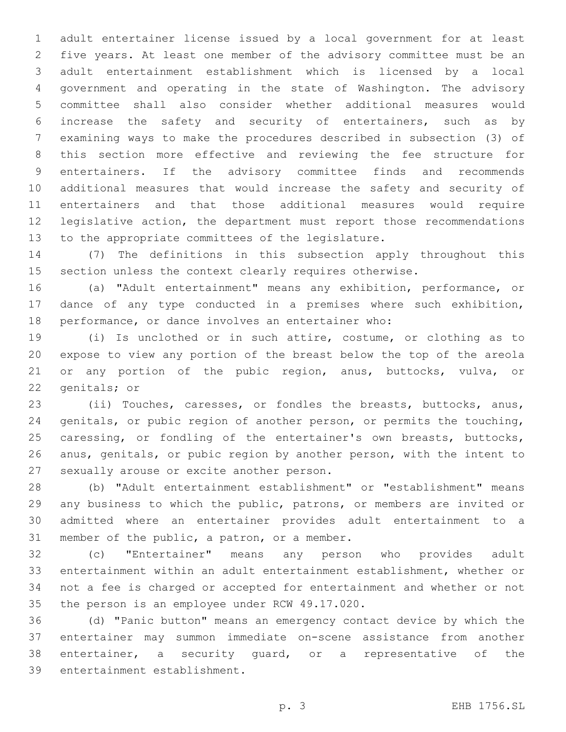adult entertainer license issued by a local government for at least five years. At least one member of the advisory committee must be an adult entertainment establishment which is licensed by a local government and operating in the state of Washington. The advisory committee shall also consider whether additional measures would increase the safety and security of entertainers, such as by examining ways to make the procedures described in subsection (3) of this section more effective and reviewing the fee structure for entertainers. If the advisory committee finds and recommends additional measures that would increase the safety and security of entertainers and that those additional measures would require legislative action, the department must report those recommendations to the appropriate committees of the legislature.

(7) The definitions in this subsection apply throughout this section unless the context clearly requires otherwise.

(a) "Adult entertainment" means any exhibition, performance, or dance of any type conducted in a premises where such exhibition, performance, or dance involves an entertainer who:

(i) Is unclothed or in such attire, costume, or clothing as to expose to view any portion of the breast below the top of the areola or any portion of the pubic region, anus, buttocks, vulva, or genitals; or

(ii) Touches, caresses, or fondles the breasts, buttocks, anus, genitals, or pubic region of another person, or permits the touching, caressing, or fondling of the entertainer's own breasts, buttocks, anus, genitals, or pubic region by another person, with the intent to sexually arouse or excite another person.

(b) "Adult entertainment establishment" or "establishment" means any business to which the public, patrons, or members are invited or admitted where an entertainer provides adult entertainment to a member of the public, a patron, or a member.

(c) "Entertainer" means any person who provides adult entertainment within an adult entertainment establishment, whether or not a fee is charged or accepted for entertainment and whether or not the person is an employee under RCW 49.17.020.

(d) "Panic button" means an emergency contact device by which the entertainer may summon immediate on-scene assistance from another entertainer, a security guard, or a representative of the entertainment establishment.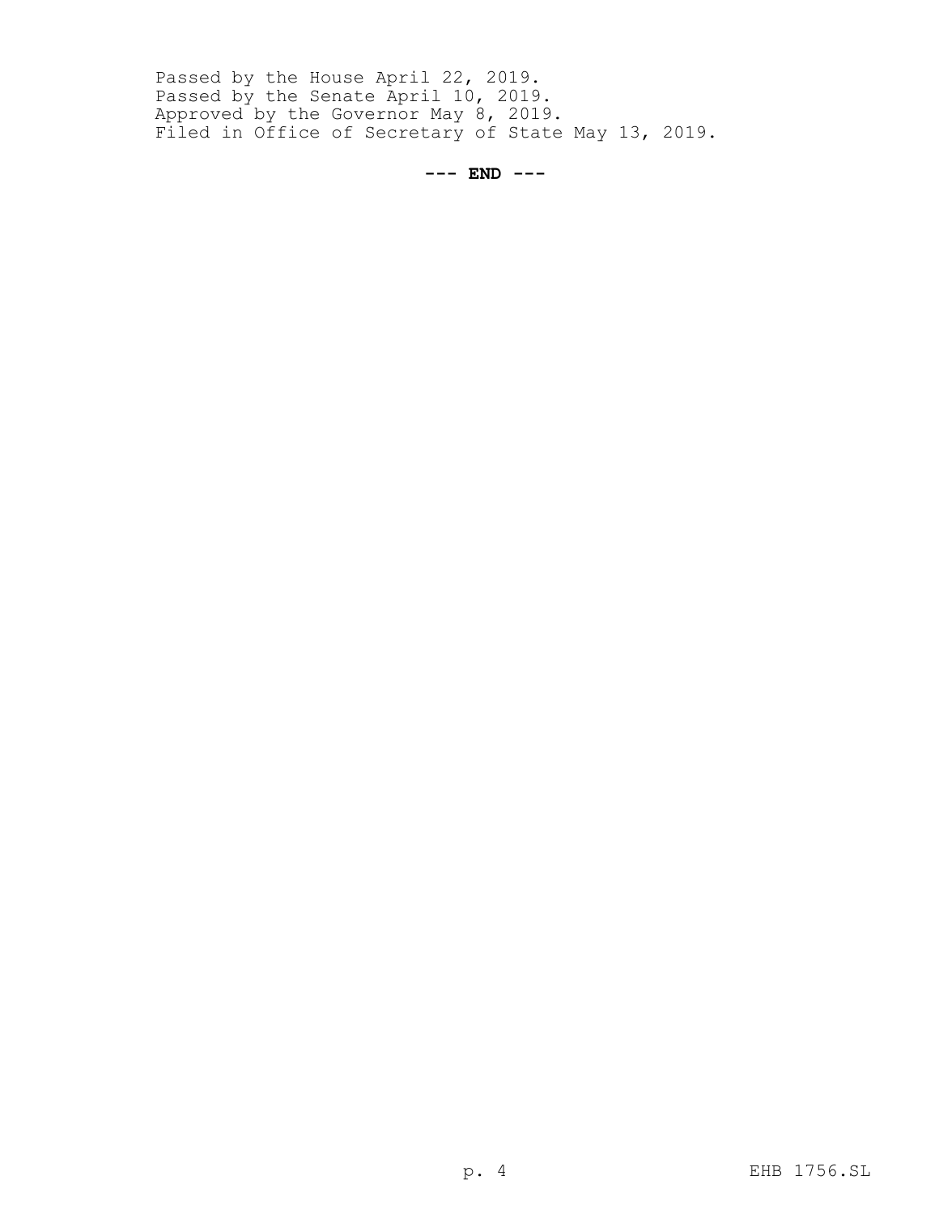Passed by the House April 22, 2019.
Passed by the Senate April 10, 2019.
Approved by the Governor May 8, 2019.
Filed in Office of Secretary of State May 13, 2019.

**--- END ---**